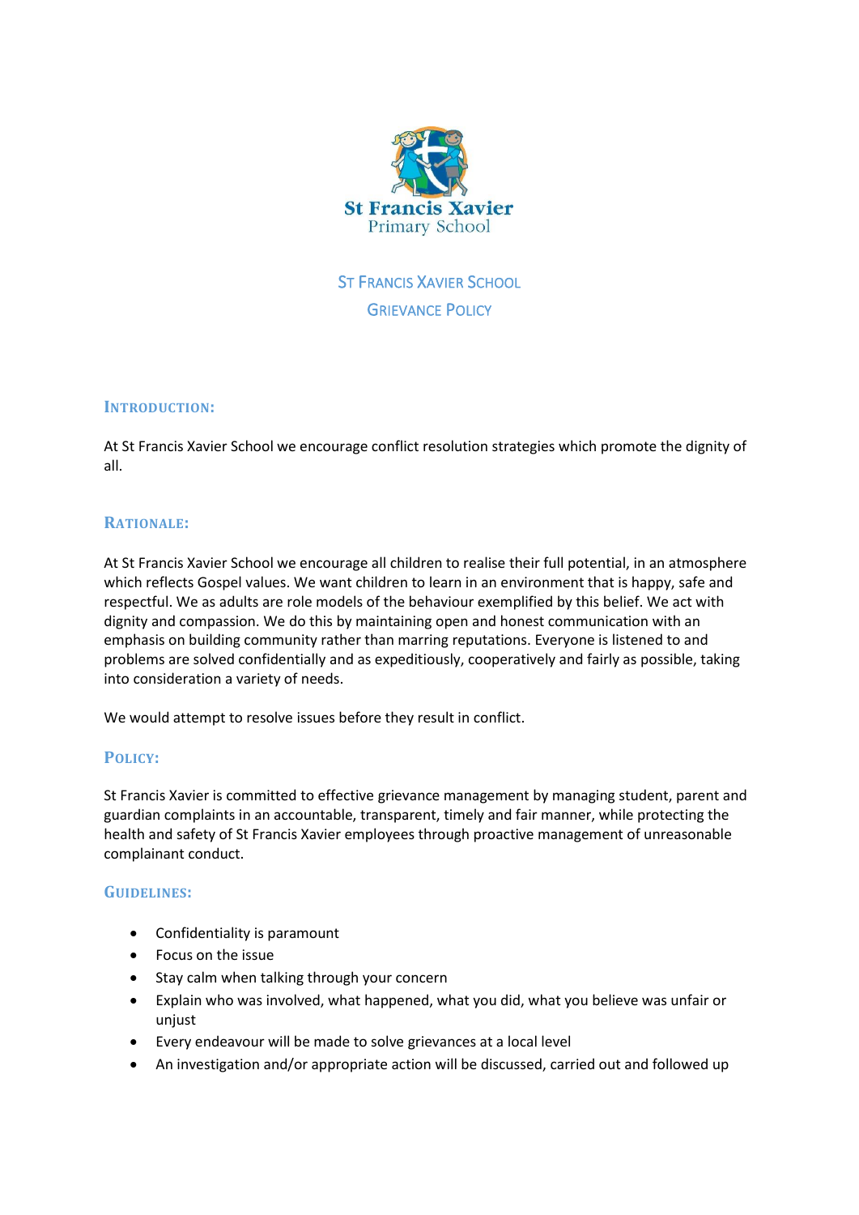St Francis Xavier
Primary School

# St Francis Xavier School
# Grievance Policy

## Introduction:

At St Francis Xavier School we encourage conflict resolution strategies which promote the dignity of all.

## Rationale:

At St Francis Xavier School we encourage all children to realise their full potential, in an atmosphere which reflects Gospel values. We want children to learn in an environment that is happy, safe and respectful. We as adults are role models of the behaviour exemplified by this belief. We act with dignity and compassion. We do this by maintaining open and honest communication with an emphasis on building community rather than marring reputations. Everyone is listened to and problems are solved confidentially and as expeditiously, cooperatively and fairly as possible, taking into consideration a variety of needs.

We would attempt to resolve issues before they result in conflict.

## Policy:

St Francis Xavier is committed to effective grievance management by managing student, parent and guardian complaints in an accountable, transparent, timely and fair manner, while protecting the health and safety of St Francis Xavier employees through proactive management of unreasonable complainant conduct.

## Guidelines:

- Confidentiality is paramount
- Focus on the issue
- Stay calm when talking through your concern
- Explain who was involved, what happened, what you did, what you believe was unfair or unjust
- Every endeavour will be made to solve grievances at a local level
- An investigation and/or appropriate action will be discussed, carried out and followed up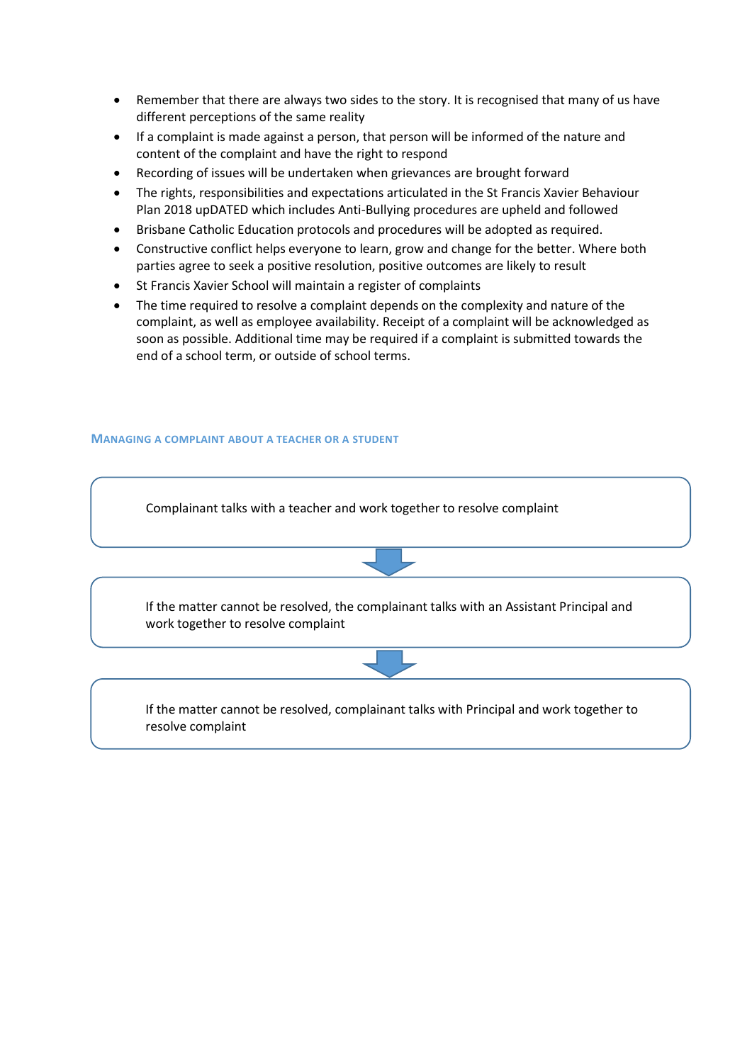- Remember that there are always two sides to the story. It is recognised that many of us have different perceptions of the same reality
- If a complaint is made against a person, that person will be informed of the nature and content of the complaint and have the right to respond
- Recording of issues will be undertaken when grievances are brought forward
- The rights, responsibilities and expectations articulated in the St Francis Xavier Behaviour Plan 2018 upDATED which includes Anti-Bullying procedures are upheld and followed
- Brisbane Catholic Education protocols and procedures will be adopted as required.
- Constructive conflict helps everyone to learn, grow and change for the better. Where both parties agree to seek a positive resolution, positive outcomes are likely to result
- St Francis Xavier School will maintain a register of complaints
- The time required to resolve a complaint depends on the complexity and nature of the complaint, as well as employee availability. Receipt of a complaint will be acknowledged as soon as possible. Additional time may be required if a complaint is submitted towards the end of a school term, or outside of school terms.

### Managing a complaint about a teacher or a student

Complainant talks with a teacher and work together to resolve complaint

↓

If the matter cannot be resolved, the complainant talks with an Assistant Principal and work together to resolve complaint

↓

If the matter cannot be resolved, complainant talks with Principal and work together to resolve complaint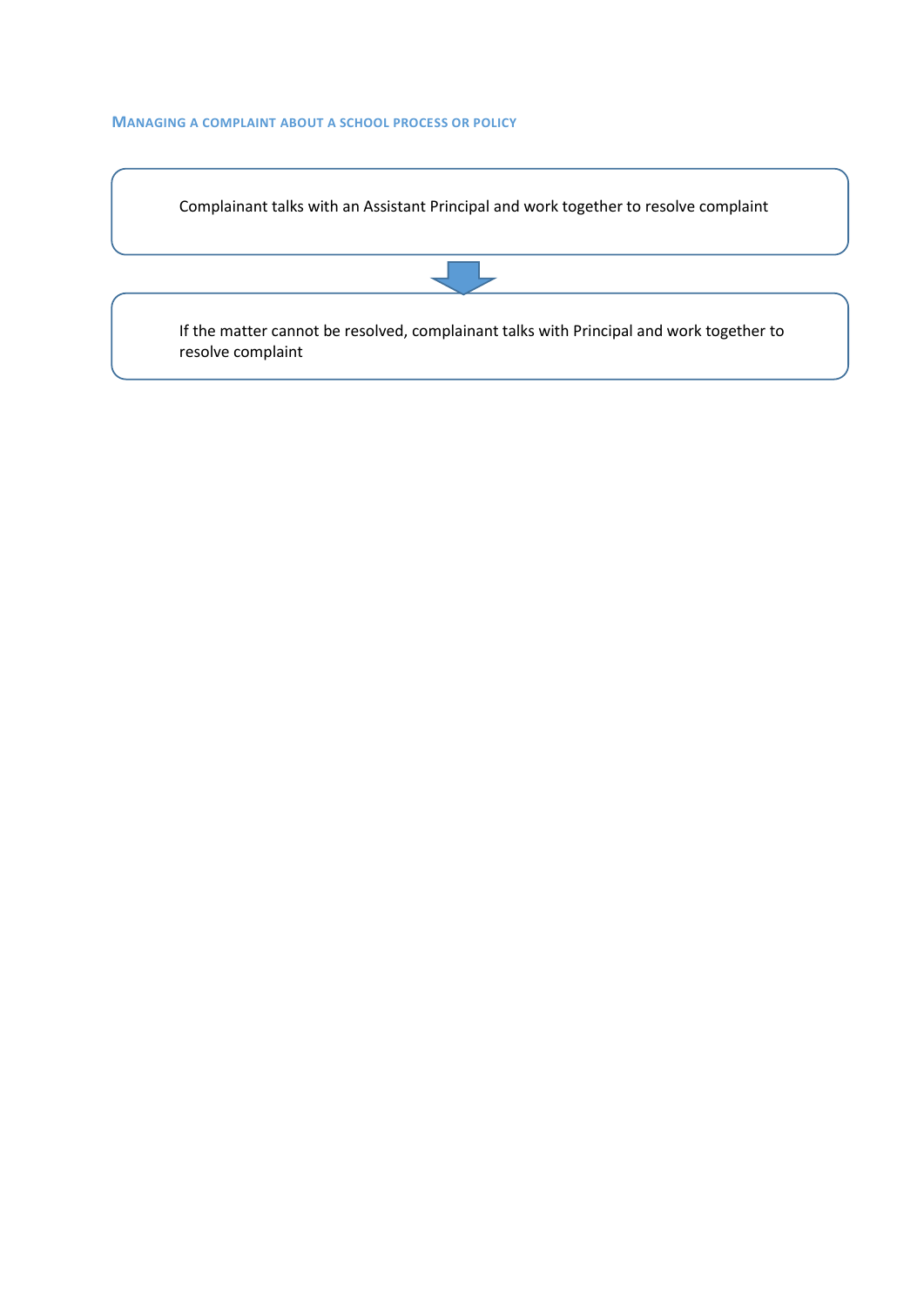### Managing a complaint about a school process or policy

Complainant talks with an Assistant Principal and work together to resolve complaint

If the matter cannot be resolved, complainant talks with Principal and work together to resolve complaint